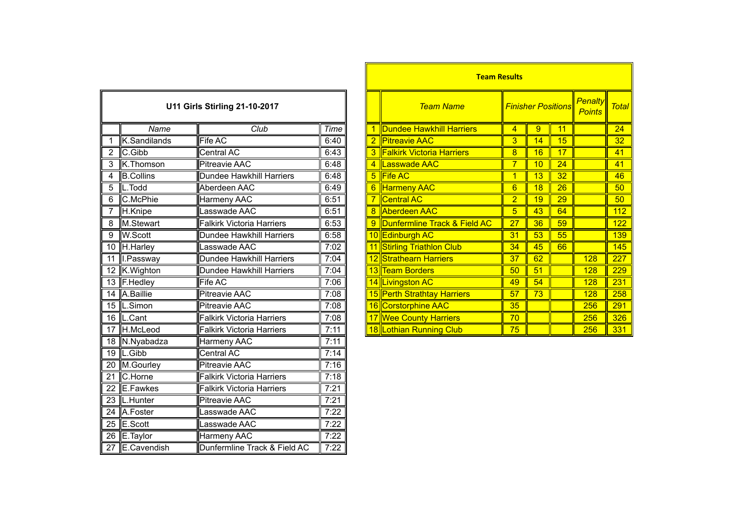## U11 Girls Stirling 21-10-2017

| | Name | Club | Time |
|---|---|---|---|
| 1 | K.Sandilands | Fife AC | 6:40 |
| 2 | C.Gibb | Central AC | 6:43 |
| 3 | K.Thomson | Pitreavie AAC | 6:48 |
| 4 | B.Collins | Dundee Hawkhill Harriers | 6:48 |
| 5 | L.Todd | Aberdeen AAC | 6:49 |
| 6 | C.McPhie | Harmeny AAC | 6:51 |
| 7 | H.Knipe | Lasswade AAC | 6:51 |
| 8 | M.Stewart | Falkirk Victoria Harriers | 6:53 |
| 9 | W.Scott | Dundee Hawkhill Harriers | 6:58 |
| 10 | H.Harley | Lasswade AAC | 7:02 |
| 11 | I.Passway | Dundee Hawkhill Harriers | 7:04 |
| 12 | K.Wighton | Dundee Hawkhill Harriers | 7:04 |
| 13 | F.Hedley | Fife AC | 7:06 |
| 14 | A.Baillie | Pitreavie AAC | 7:08 |
| 15 | L.Simon | Pitreavie AAC | 7:08 |
| 16 | L.Cant | Falkirk Victoria Harriers | 7:08 |
| 17 | H.McLeod | Falkirk Victoria Harriers | 7:11 |
| 18 | N.Nyabadza | Harmeny AAC | 7:11 |
| 19 | L.Gibb | Central AC | 7:14 |
| 20 | M.Gourley | Pitreavie AAC | 7:16 |
| 21 | C.Horne | Falkirk Victoria Harriers | 7:18 |
| 22 | E.Fawkes | Falkirk Victoria Harriers | 7:21 |
| 23 | L.Hunter | Pitreavie AAC | 7:21 |
| 24 | A.Foster | Lasswade AAC | 7:22 |
| 25 | E.Scott | Lasswade AAC | 7:22 |
| 26 | E.Taylor | Harmeny AAC | 7:22 |
| 27 | E.Cavendish | Dunfermline Track & Field AC | 7:22 |

## Team Results

| | *Team Name* | *Finisher Positions* | | | *Penalty Points* | *Total* |
|---|---|---|---|---|---|---|
| 1 | Dundee Hawkhill Harriers | 4 | 9 | 11 | | 24 |
| 2 | Pitreavie AAC | 3 | 14 | 15 | | 32 |
| 3 | Falkirk Victoria Harriers | 8 | 16 | 17 | | 41 |
| 4 | Lasswade AAC | 7 | 10 | 24 | | 41 |
| 5 | Fife AC | 1 | 13 | 32 | | 46 |
| 6 | Harmeny AAC | 6 | 18 | 26 | | 50 |
| 7 | Central AC | 2 | 19 | 29 | | 50 |
| 8 | Aberdeen AAC | 5 | 43 | 64 | | 112 |
| 9 | Dunfermline Track & Field AC | 27 | 36 | 59 | | 122 |
| 10 | Edinburgh AC | 31 | 53 | 55 | | 139 |
| 11 | Stirling Triathlon Club | 34 | 45 | 66 | | 145 |
| 12 | Strathearn Harriers | 37 | 62 | | 128 | 227 |
| 13 | Team Borders | 50 | 51 | | 128 | 229 |
| 14 | Livingston AC | 49 | 54 | | 128 | 231 |
| 15 | Perth Strathtay Harriers | 57 | 73 | | 128 | 258 |
| 16 | Corstorphine AAC | 35 | | | 256 | 291 |
| 17 | Wee County Harriers | 70 | | | 256 | 326 |
| 18 | Lothian Running Club | 75 | | | 256 | 331 |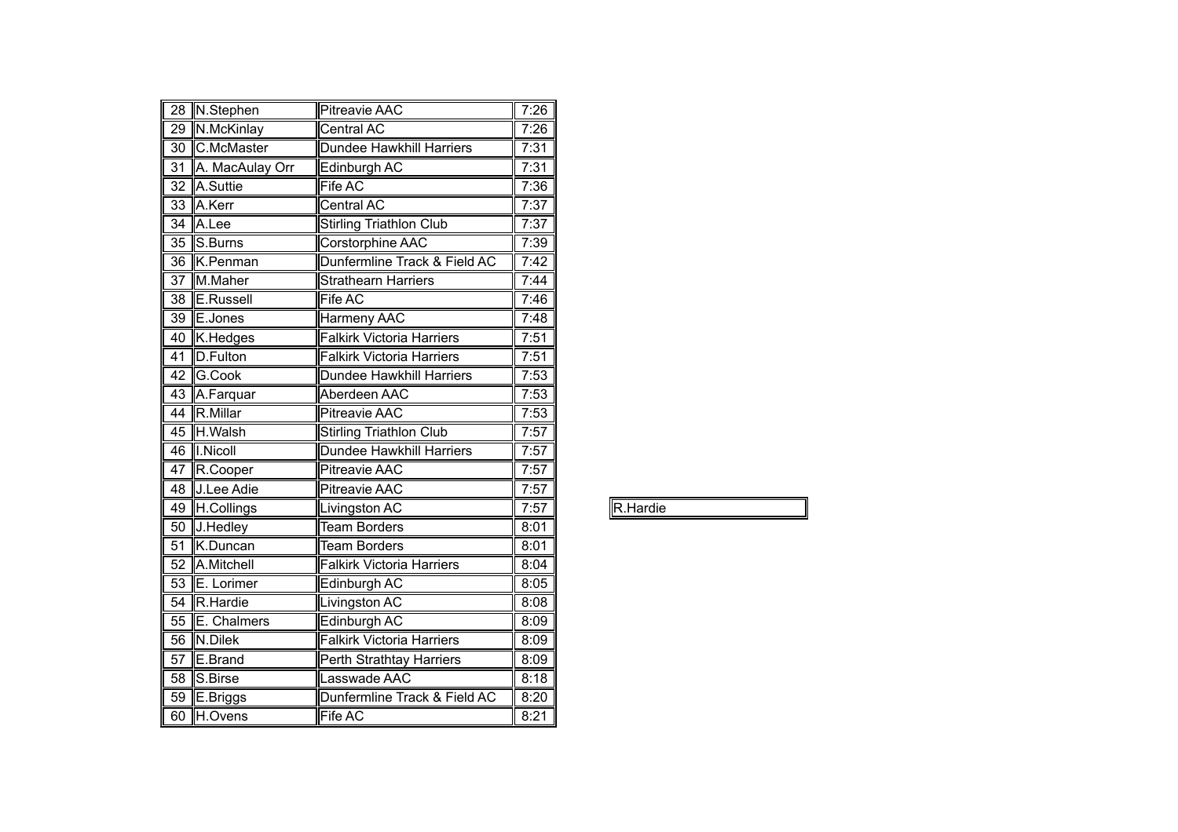| | | | |
|---|---|---|---|
| 28 | N.Stephen | Pitreavie AAC | 7:26 |
| 29 | N.McKinlay | Central AC | 7:26 |
| 30 | C.McMaster | Dundee Hawkhill Harriers | 7:31 |
| 31 | A. MacAulay Orr | Edinburgh AC | 7:31 |
| 32 | A.Suttie | Fife AC | 7:36 |
| 33 | A.Kerr | Central AC | 7:37 |
| 34 | A.Lee | Stirling Triathlon Club | 7:37 |
| 35 | S.Burns | Corstorphine AAC | 7:39 |
| 36 | K.Penman | Dunfermline Track & Field AC | 7:42 |
| 37 | M.Maher | Strathearn Harriers | 7:44 |
| 38 | E.Russell | Fife AC | 7:46 |
| 39 | E.Jones | Harmeny AAC | 7:48 |
| 40 | K.Hedges | Falkirk Victoria Harriers | 7:51 |
| 41 | D.Fulton | Falkirk Victoria Harriers | 7:51 |
| 42 | G.Cook | Dundee Hawkhill Harriers | 7:53 |
| 43 | A.Farquar | Aberdeen AAC | 7:53 |
| 44 | R.Millar | Pitreavie AAC | 7:53 |
| 45 | H.Walsh | Stirling Triathlon Club | 7:57 |
| 46 | I.Nicoll | Dundee Hawkhill Harriers | 7:57 |
| 47 | R.Cooper | Pitreavie AAC | 7:57 |
| 48 | J.Lee Adie | Pitreavie AAC | 7:57 |
| 49 | H.Collings | Livingston AC | 7:57 |
| 50 | J.Hedley | Team Borders | 8:01 |
| 51 | K.Duncan | Team Borders | 8:01 |
| 52 | A.Mitchell | Falkirk Victoria Harriers | 8:04 |
| 53 | E. Lorimer | Edinburgh AC | 8:05 |
| 54 | R.Hardie | Livingston AC | 8:08 |
| 55 | E. Chalmers | Edinburgh AC | 8:09 |
| 56 | N.Dilek | Falkirk Victoria Harriers | 8:09 |
| 57 | E.Brand | Perth Strathtay Harriers | 8:09 |
| 58 | S.Birse | Lasswade AAC | 8:18 |
| 59 | E.Briggs | Dunfermline Track & Field AC | 8:20 |
| 60 | H.Ovens | Fife AC | 8:21 |

| |
|---|
| R.Hardie |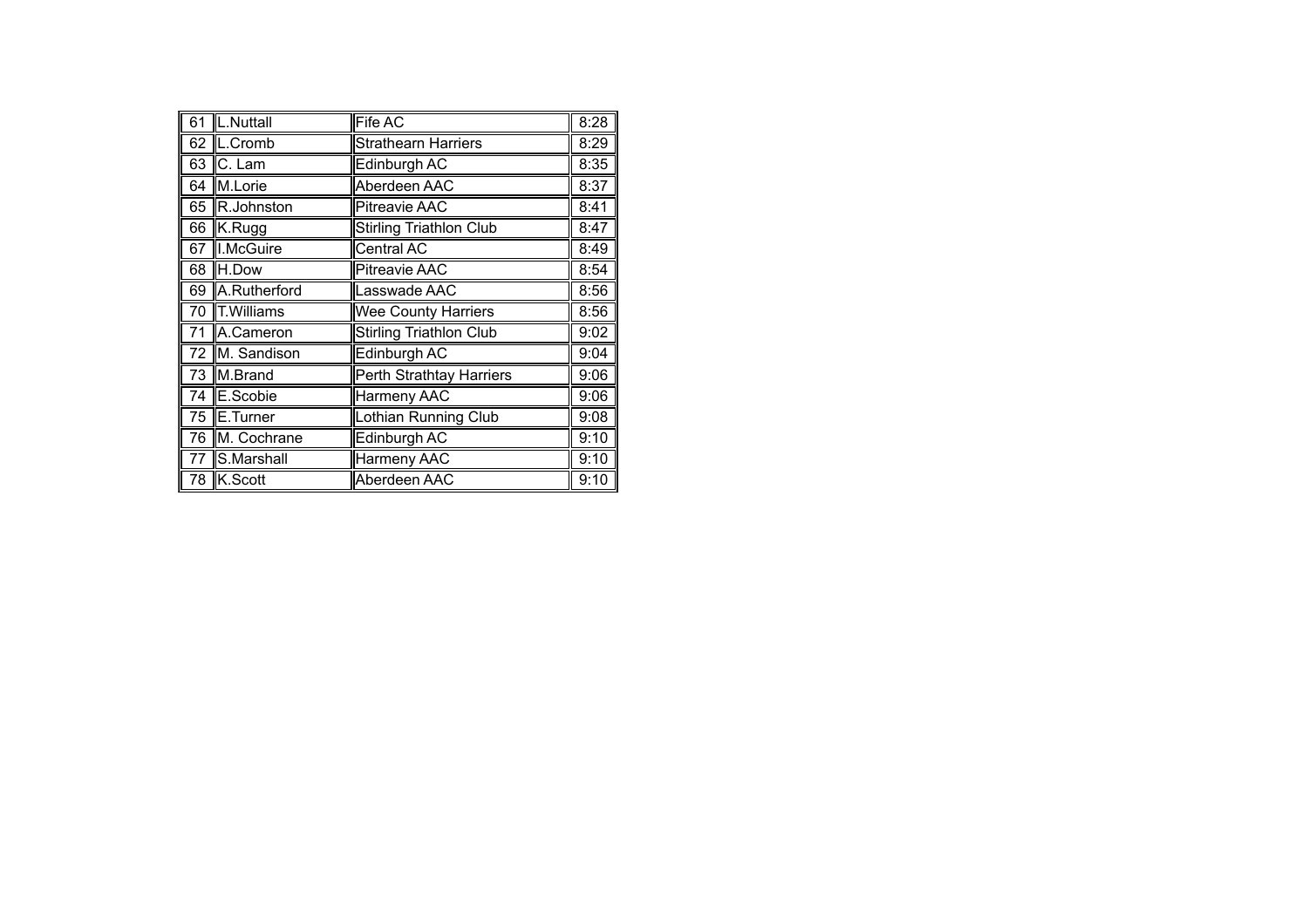| | | | |
|---|---|---|---|
| 61 | L.Nuttall | Fife AC | 8:28 |
| 62 | L.Cromb | Strathearn Harriers | 8:29 |
| 63 | C. Lam | Edinburgh AC | 8:35 |
| 64 | M.Lorie | Aberdeen AAC | 8:37 |
| 65 | R.Johnston | Pitreavie AAC | 8:41 |
| 66 | K.Rugg | Stirling Triathlon Club | 8:47 |
| 67 | I.McGuire | Central AC | 8:49 |
| 68 | H.Dow | Pitreavie AAC | 8:54 |
| 69 | A.Rutherford | Lasswade AAC | 8:56 |
| 70 | T.Williams | Wee County Harriers | 8:56 |
| 71 | A.Cameron | Stirling Triathlon Club | 9:02 |
| 72 | M. Sandison | Edinburgh AC | 9:04 |
| 73 | M.Brand | Perth Strathtay Harriers | 9:06 |
| 74 | E.Scobie | Harmeny AAC | 9:06 |
| 75 | E.Turner | Lothian Running Club | 9:08 |
| 76 | M. Cochrane | Edinburgh AC | 9:10 |
| 77 | S.Marshall | Harmeny AAC | 9:10 |
| 78 | K.Scott | Aberdeen AAC | 9:10 |